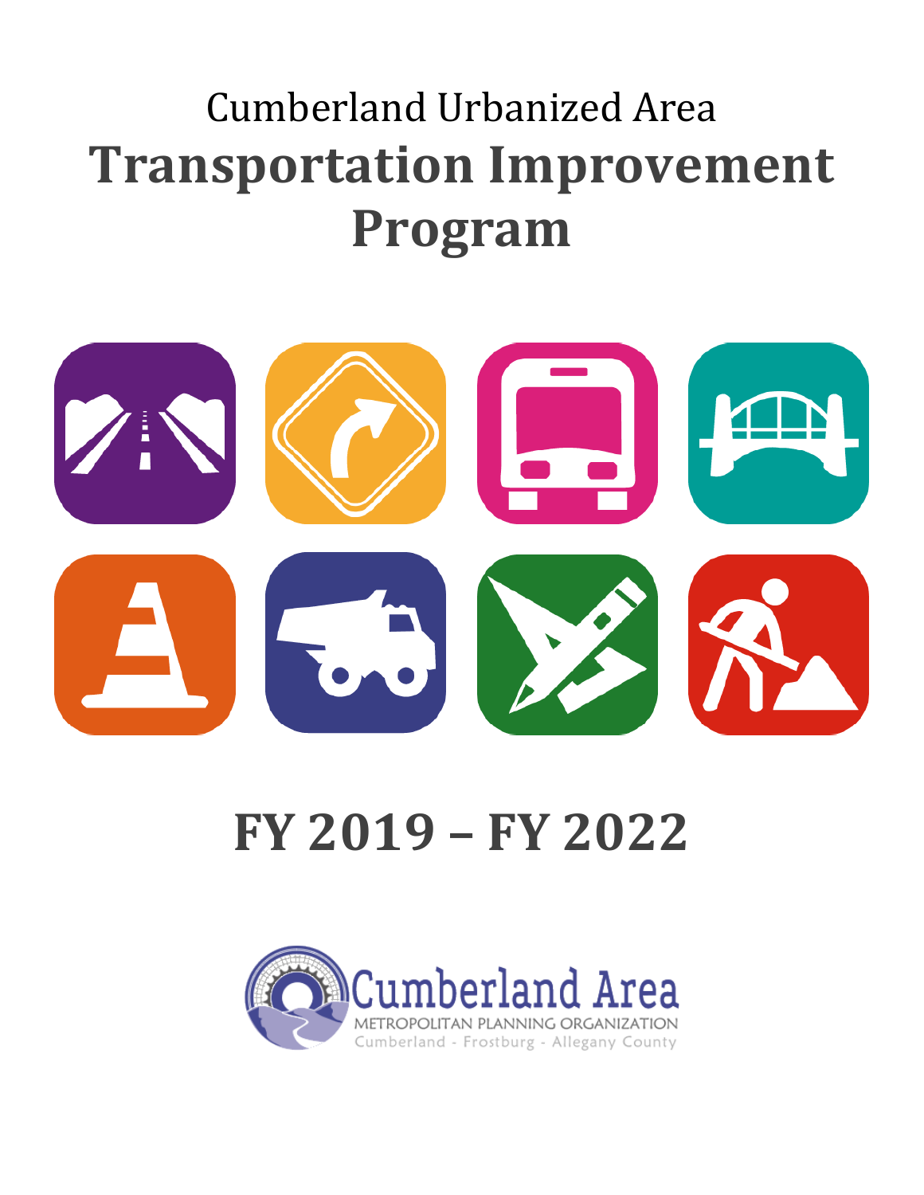Cumberland Urbanized Area

# Transportation Improvement Program

# FY 2019 – FY 2022

Cumberland Area
METROPOLITAN PLANNING ORGANIZATION
Cumberland - Frostburg - Allegany County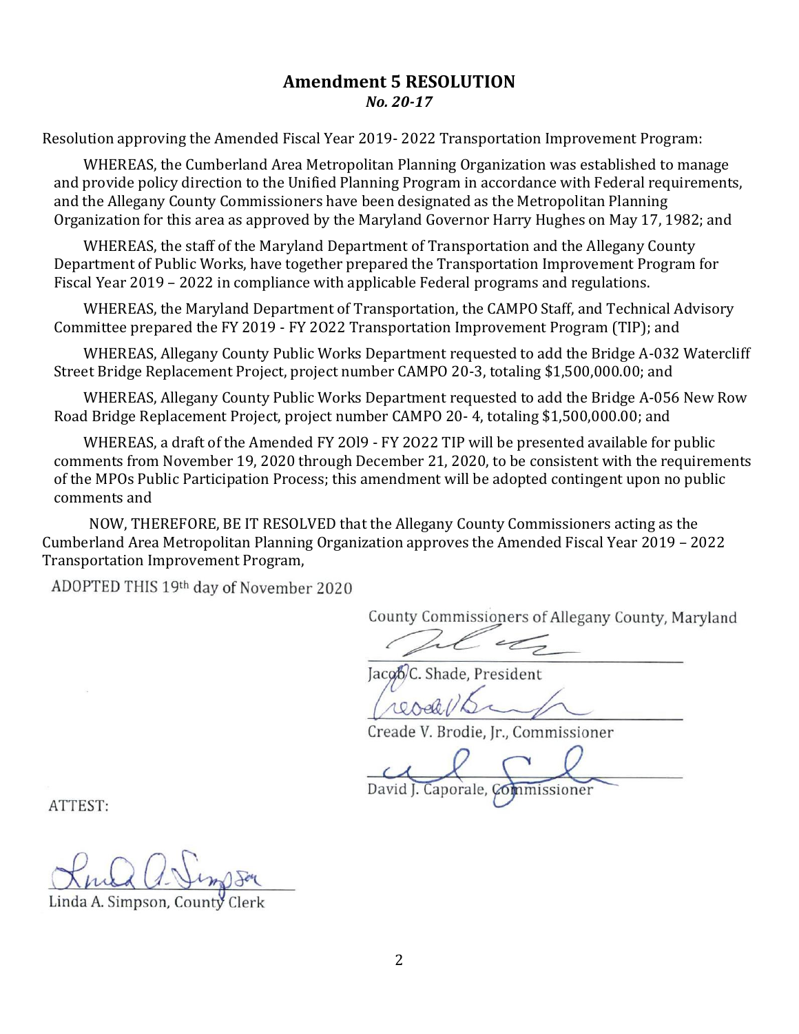## Amendment 5 RESOLUTION

*No. 20-17*

Resolution approving the Amended Fiscal Year 2019- 2022 Transportation Improvement Program:

WHEREAS, the Cumberland Area Metropolitan Planning Organization was established to manage and provide policy direction to the Unified Planning Program in accordance with Federal requirements, and the Allegany County Commissioners have been designated as the Metropolitan Planning Organization for this area as approved by the Maryland Governor Harry Hughes on May 17, 1982; and

WHEREAS, the staff of the Maryland Department of Transportation and the Allegany County Department of Public Works, have together prepared the Transportation Improvement Program for Fiscal Year 2019 – 2022 in compliance with applicable Federal programs and regulations.

WHEREAS, the Maryland Department of Transportation, the CAMPO Staff, and Technical Advisory Committee prepared the FY 2019 - FY 2O22 Transportation Improvement Program (TIP); and

WHEREAS, Allegany County Public Works Department requested to add the Bridge A-032 Watercliff Street Bridge Replacement Project, project number CAMPO 20-3, totaling $1,500,000.00; and

WHEREAS, Allegany County Public Works Department requested to add the Bridge A-056 New Row Road Bridge Replacement Project, project number CAMPO 20- 4, totaling $1,500,000.00; and

WHEREAS, a draft of the Amended FY 2O19 - FY 2O22 TIP will be presented available for public comments from November 19, 2020 through December 21, 2020, to be consistent with the requirements of the MPOs Public Participation Process; this amendment will be adopted contingent upon no public comments and

NOW, THEREFORE, BE IT RESOLVED that the Allegany County Commissioners acting as the Cumberland Area Metropolitan Planning Organization approves the Amended Fiscal Year 2019 – 2022 Transportation Improvement Program,

ADOPTED THIS 19th day of November 2020

County Commissioners of Allegany County, Maryland

Jacob C. Shade, President

Creade V. Brodie, Jr., Commissioner

David J. Caporale, Commissioner

ATTEST:

Linda A. Simpson, County Clerk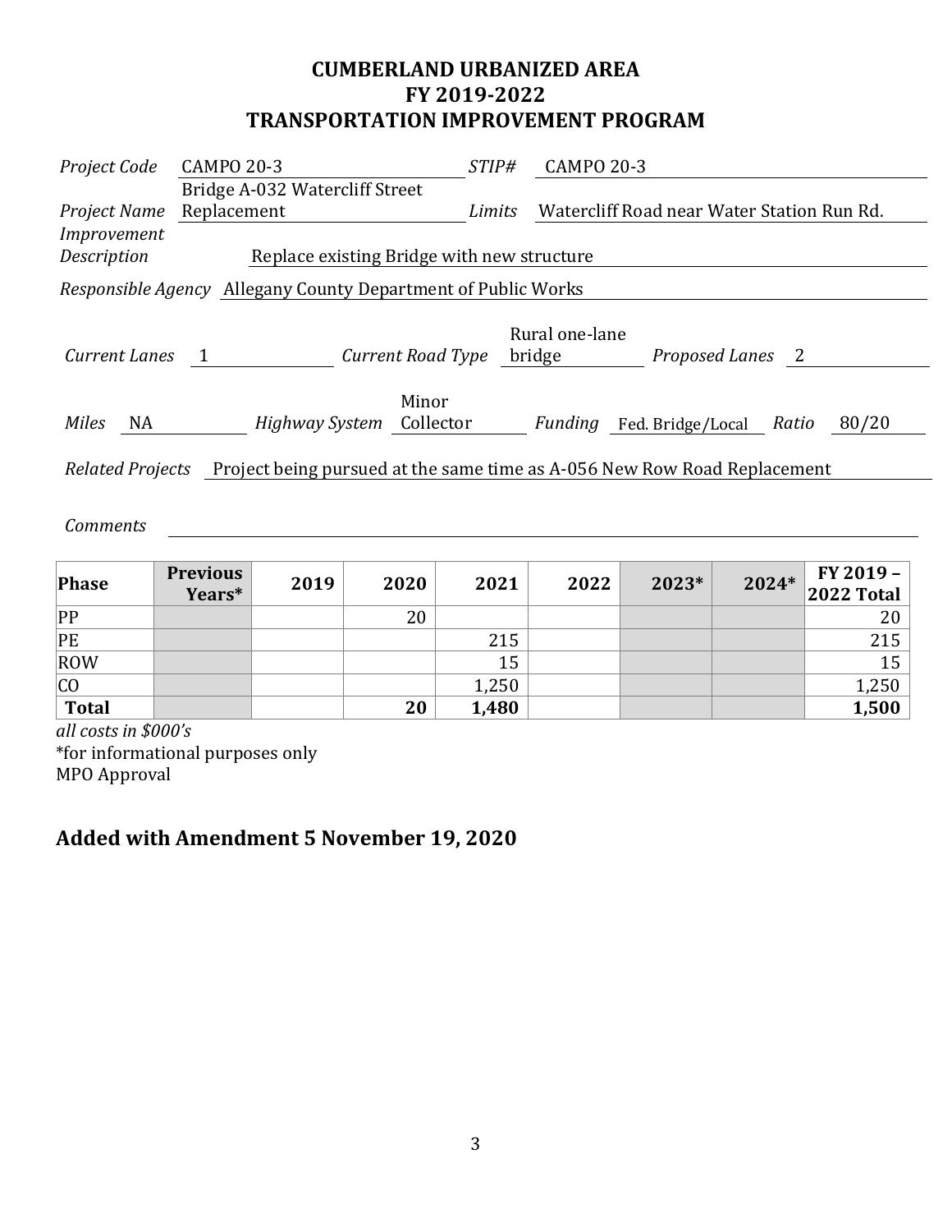# CUMBERLAND URBANIZED AREA
# FY 2019-2022
# TRANSPORTATION IMPROVEMENT PROGRAM

*Project Code* CAMPO 20-3 *STIP#* CAMPO 20-3

*Project Name* Bridge A-032 Watercliff Street Replacement *Limits* Watercliff Road near Water Station Run Rd.

*Improvement Description* Replace existing Bridge with new structure

*Responsible Agency* Allegany County Department of Public Works

*Current Lanes* 1 *Current Road Type* Rural one-lane bridge *Proposed Lanes* 2

*Miles* NA *Highway System* Minor Collector *Funding* Fed. Bridge/Local *Ratio* 80/20

*Related Projects* Project being pursued at the same time as A-056 New Row Road Replacement

*Comments*

| Phase | Previous Years* | 2019 | 2020 | 2021 | 2022 | 2023* | 2024* | FY 2019 – 2022 Total |
|---|---|---|---|---|---|---|---|---|
| PP | | | 20 | | | | | 20 |
| PE | | | | 215 | | | | 215 |
| ROW | | | | 15 | | | | 15 |
| CO | | | | 1,250 | | | | 1,250 |
| **Total** | | | **20** | **1,480** | | | | **1,500** |

*all costs in $000's*
*for informational purposes only
MPO Approval

## Added with Amendment 5 November 19, 2020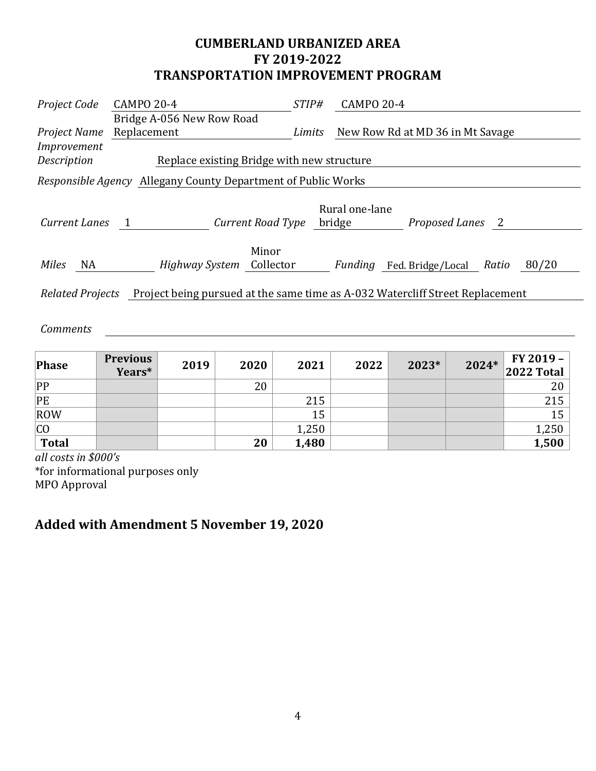# CUMBERLAND URBANIZED AREA
# FY 2019-2022
# TRANSPORTATION IMPROVEMENT PROGRAM

*Project Code* CAMPO 20-4 *STIP#* CAMPO 20-4

*Project Name* Bridge A-056 New Row Road Replacement *Limits* New Row Rd at MD 36 in Mt Savage

*Improvement Description* Replace existing Bridge with new structure

*Responsible Agency* Allegany County Department of Public Works

*Current Lanes* 1 *Current Road Type* Rural one-lane bridge *Proposed Lanes* 2

*Miles* NA *Highway System* Minor Collector *Funding* Fed. Bridge/Local *Ratio* 80/20

*Related Projects* Project being pursued at the same time as A-032 Watercliff Street Replacement

*Comments*

| Phase | Previous Years* | 2019 | 2020 | 2021 | 2022 | 2023* | 2024* | FY 2019 – 2022 Total |
|---|---|---|---|---|---|---|---|---|
| PP | | | 20 | | | | | 20 |
| PE | | | | 215 | | | | 215 |
| ROW | | | | 15 | | | | 15 |
| CO | | | | 1,250 | | | | 1,250 |
| **Total** | | | **20** | **1,480** | | | | **1,500** |

*all costs in $000's*
*for informational purposes only
MPO Approval

## Added with Amendment 5 November 19, 2020